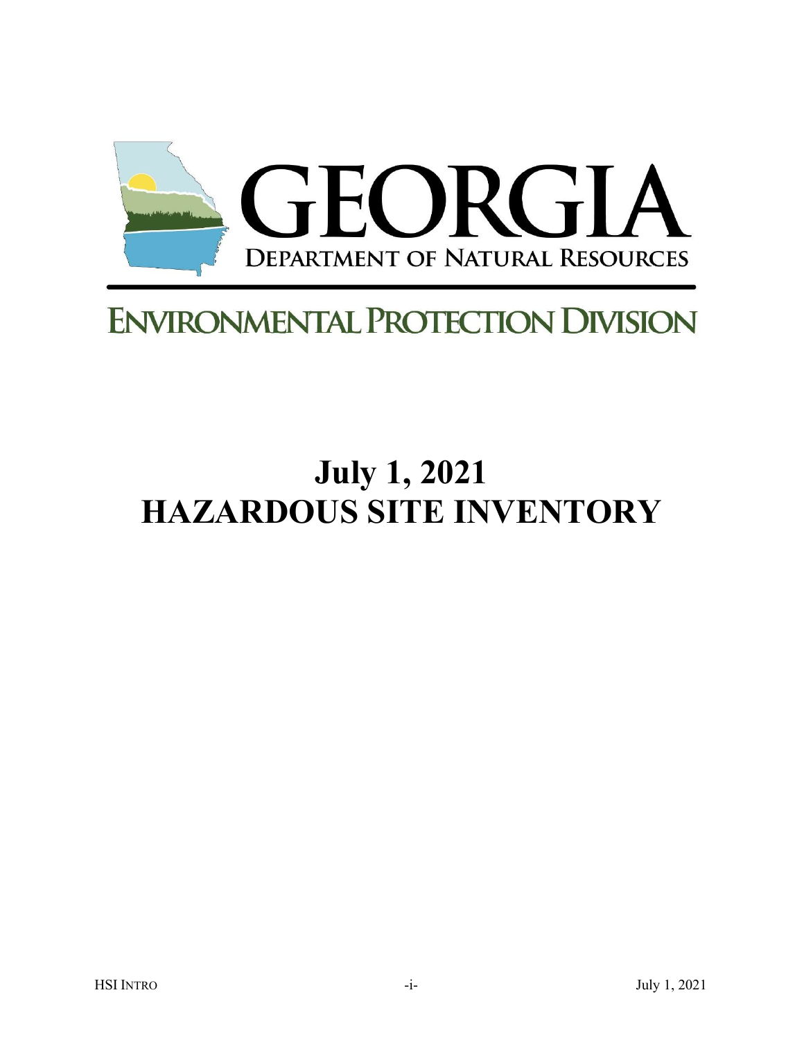# GEORGIA

DEPARTMENT OF NATURAL RESOURCES

ENVIRONMENTAL PROTECTION DIVISION

# July 1, 2021
# HAZARDOUS SITE INVENTORY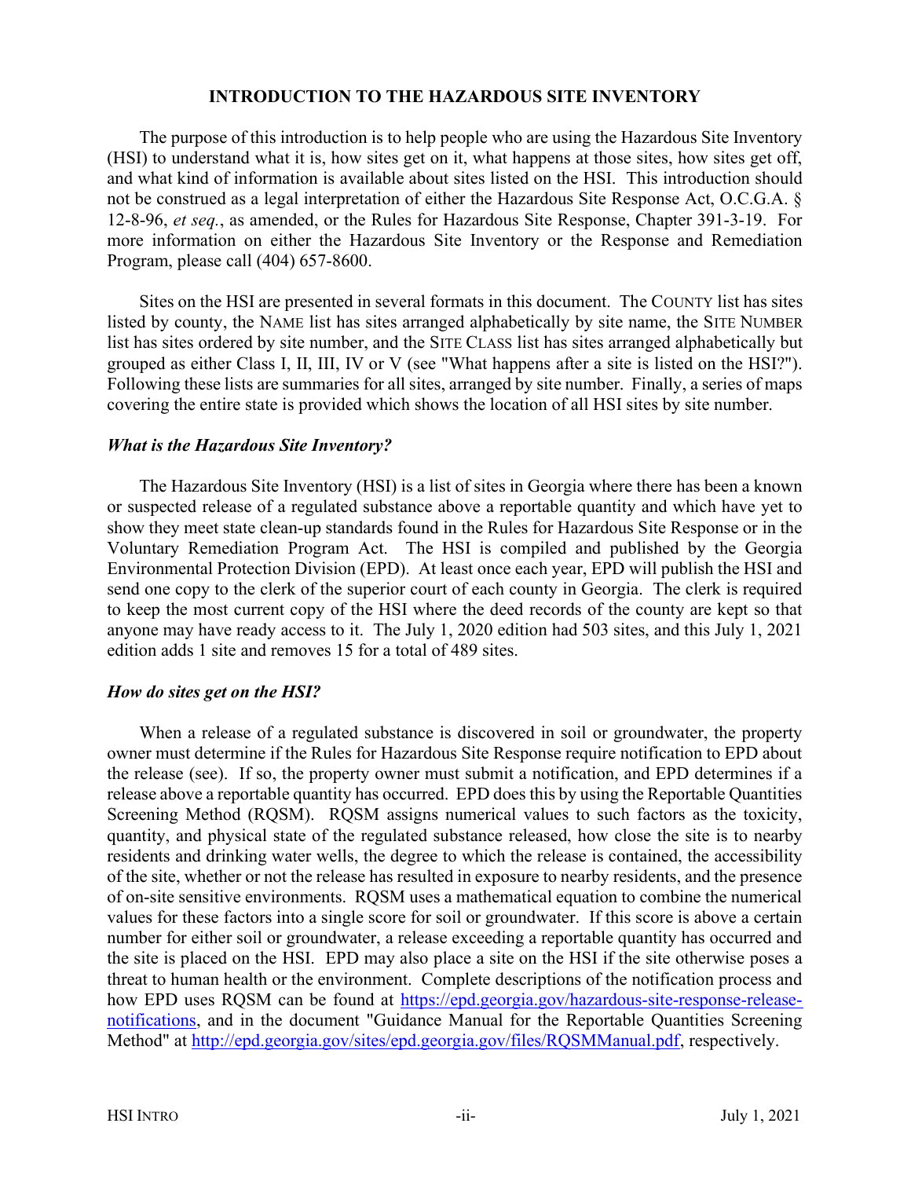## INTRODUCTION TO THE HAZARDOUS SITE INVENTORY

The purpose of this introduction is to help people who are using the Hazardous Site Inventory (HSI) to understand what it is, how sites get on it, what happens at those sites, how sites get off, and what kind of information is available about sites listed on the HSI. This introduction should not be construed as a legal interpretation of either the Hazardous Site Response Act, O.C.G.A. § 12-8-96, *et seq.*, as amended, or the Rules for Hazardous Site Response, Chapter 391-3-19. For more information on either the Hazardous Site Inventory or the Response and Remediation Program, please call (404) 657-8600.

Sites on the HSI are presented in several formats in this document. The COUNTY list has sites listed by county, the NAME list has sites arranged alphabetically by site name, the SITE NUMBER list has sites ordered by site number, and the SITE CLASS list has sites arranged alphabetically but grouped as either Class I, II, III, IV or V (see "What happens after a site is listed on the HSI?"). Following these lists are summaries for all sites, arranged by site number. Finally, a series of maps covering the entire state is provided which shows the location of all HSI sites by site number.

### *What is the Hazardous Site Inventory?*

The Hazardous Site Inventory (HSI) is a list of sites in Georgia where there has been a known or suspected release of a regulated substance above a reportable quantity and which have yet to show they meet state clean-up standards found in the Rules for Hazardous Site Response or in the Voluntary Remediation Program Act. The HSI is compiled and published by the Georgia Environmental Protection Division (EPD). At least once each year, EPD will publish the HSI and send one copy to the clerk of the superior court of each county in Georgia. The clerk is required to keep the most current copy of the HSI where the deed records of the county are kept so that anyone may have ready access to it. The July 1, 2020 edition had 503 sites, and this July 1, 2021 edition adds 1 site and removes 15 for a total of 489 sites.

### *How do sites get on the HSI?*

When a release of a regulated substance is discovered in soil or groundwater, the property owner must determine if the Rules for Hazardous Site Response require notification to EPD about the release (see). If so, the property owner must submit a notification, and EPD determines if a release above a reportable quantity has occurred. EPD does this by using the Reportable Quantities Screening Method (RQSM). RQSM assigns numerical values to such factors as the toxicity, quantity, and physical state of the regulated substance released, how close the site is to nearby residents and drinking water wells, the degree to which the release is contained, the accessibility of the site, whether or not the release has resulted in exposure to nearby residents, and the presence of on-site sensitive environments. RQSM uses a mathematical equation to combine the numerical values for these factors into a single score for soil or groundwater. If this score is above a certain number for either soil or groundwater, a release exceeding a reportable quantity has occurred and the site is placed on the HSI. EPD may also place a site on the HSI if the site otherwise poses a threat to human health or the environment. Complete descriptions of the notification process and how EPD uses RQSM can be found at https://epd.georgia.gov/hazardous-site-response-release-notifications, and in the document "Guidance Manual for the Reportable Quantities Screening Method" at http://epd.georgia.gov/sites/epd.georgia.gov/files/RQSMManual.pdf, respectively.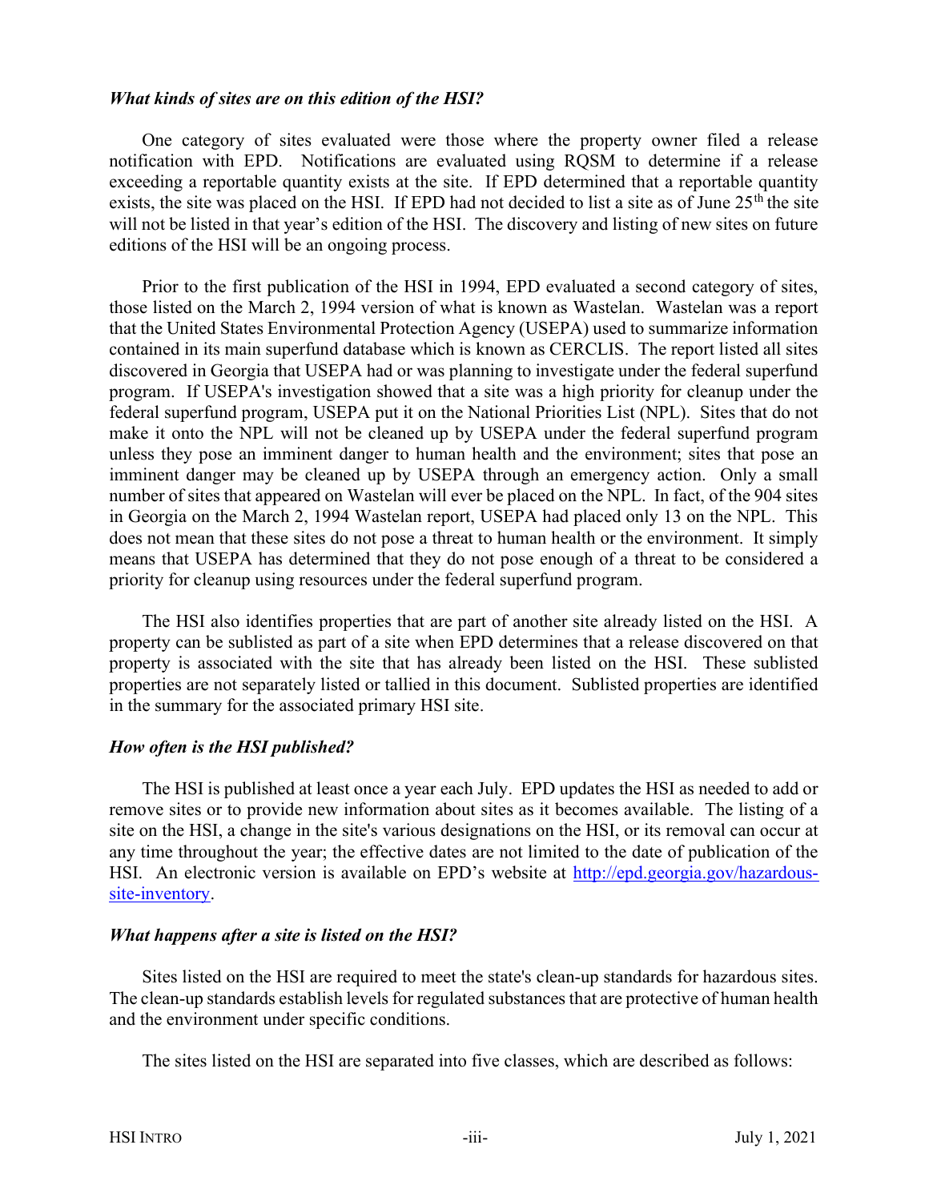### *What kinds of sites are on this edition of the HSI?*

One category of sites evaluated were those where the property owner filed a release notification with EPD. Notifications are evaluated using RQSM to determine if a release exceeding a reportable quantity exists at the site. If EPD determined that a reportable quantity exists, the site was placed on the HSI. If EPD had not decided to list a site as of June 25th the site will not be listed in that year's edition of the HSI. The discovery and listing of new sites on future editions of the HSI will be an ongoing process.

Prior to the first publication of the HSI in 1994, EPD evaluated a second category of sites, those listed on the March 2, 1994 version of what is known as Wastelan. Wastelan was a report that the United States Environmental Protection Agency (USEPA) used to summarize information contained in its main superfund database which is known as CERCLIS. The report listed all sites discovered in Georgia that USEPA had or was planning to investigate under the federal superfund program. If USEPA's investigation showed that a site was a high priority for cleanup under the federal superfund program, USEPA put it on the National Priorities List (NPL). Sites that do not make it onto the NPL will not be cleaned up by USEPA under the federal superfund program unless they pose an imminent danger to human health and the environment; sites that pose an imminent danger may be cleaned up by USEPA through an emergency action. Only a small number of sites that appeared on Wastelan will ever be placed on the NPL. In fact, of the 904 sites in Georgia on the March 2, 1994 Wastelan report, USEPA had placed only 13 on the NPL. This does not mean that these sites do not pose a threat to human health or the environment. It simply means that USEPA has determined that they do not pose enough of a threat to be considered a priority for cleanup using resources under the federal superfund program.

The HSI also identifies properties that are part of another site already listed on the HSI. A property can be sublisted as part of a site when EPD determines that a release discovered on that property is associated with the site that has already been listed on the HSI. These sublisted properties are not separately listed or tallied in this document. Sublisted properties are identified in the summary for the associated primary HSI site.

### *How often is the HSI published?*

The HSI is published at least once a year each July. EPD updates the HSI as needed to add or remove sites or to provide new information about sites as it becomes available. The listing of a site on the HSI, a change in the site's various designations on the HSI, or its removal can occur at any time throughout the year; the effective dates are not limited to the date of publication of the HSI. An electronic version is available on EPD's website at [http://epd.georgia.gov/hazardous-site-inventory](http://epd.georgia.gov/hazardous-site-inventory).

### *What happens after a site is listed on the HSI?*

Sites listed on the HSI are required to meet the state's clean-up standards for hazardous sites. The clean-up standards establish levels for regulated substances that are protective of human health and the environment under specific conditions.

The sites listed on the HSI are separated into five classes, which are described as follows: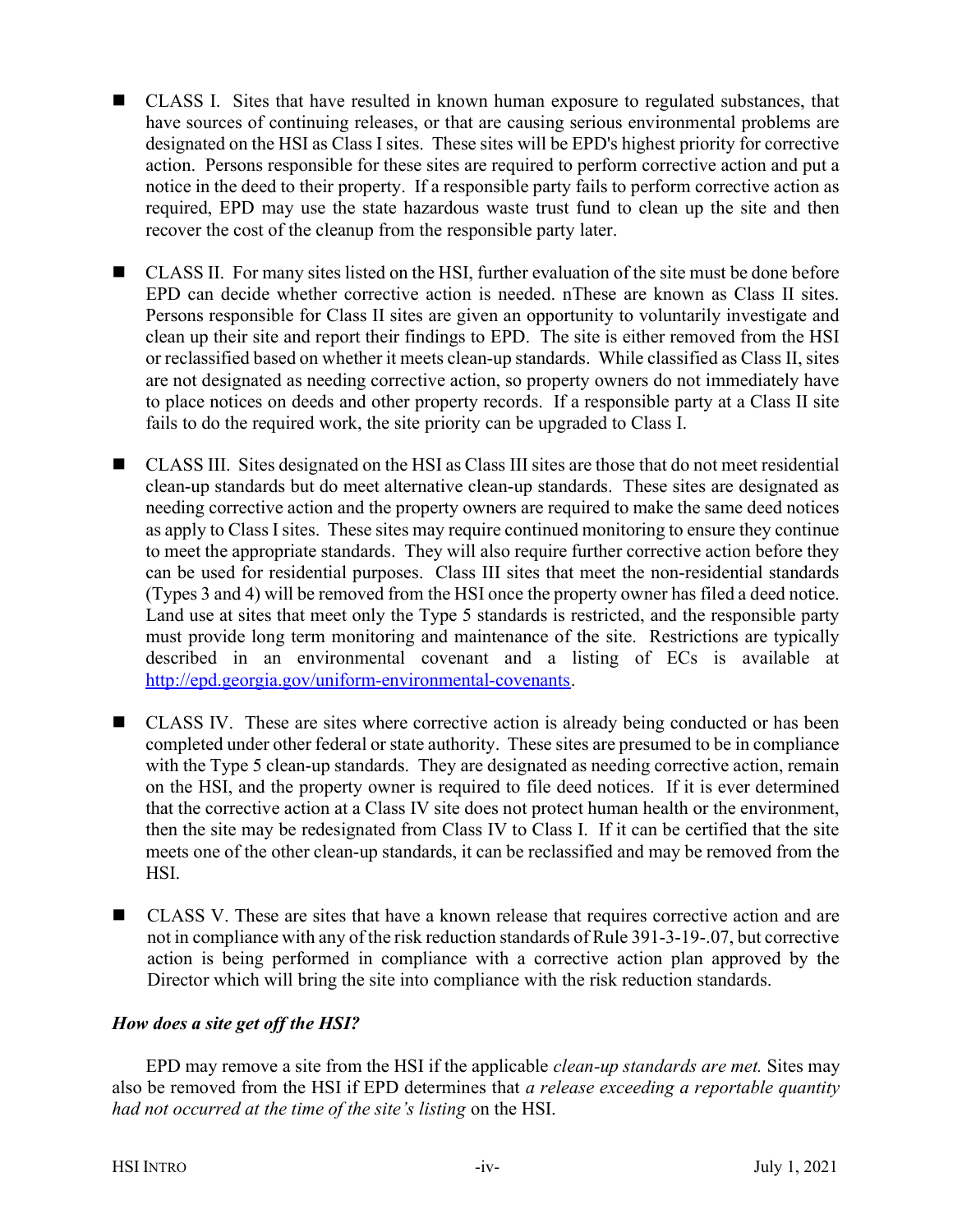- CLASS I. Sites that have resulted in known human exposure to regulated substances, that have sources of continuing releases, or that are causing serious environmental problems are designated on the HSI as Class I sites. These sites will be EPD's highest priority for corrective action. Persons responsible for these sites are required to perform corrective action and put a notice in the deed to their property. If a responsible party fails to perform corrective action as required, EPD may use the state hazardous waste trust fund to clean up the site and then recover the cost of the cleanup from the responsible party later.

- CLASS II. For many sites listed on the HSI, further evaluation of the site must be done before EPD can decide whether corrective action is needed. nThese are known as Class II sites. Persons responsible for Class II sites are given an opportunity to voluntarily investigate and clean up their site and report their findings to EPD. The site is either removed from the HSI or reclassified based on whether it meets clean-up standards. While classified as Class II, sites are not designated as needing corrective action, so property owners do not immediately have to place notices on deeds and other property records. If a responsible party at a Class II site fails to do the required work, the site priority can be upgraded to Class I.

- CLASS III. Sites designated on the HSI as Class III sites are those that do not meet residential clean-up standards but do meet alternative clean-up standards. These sites are designated as needing corrective action and the property owners are required to make the same deed notices as apply to Class I sites. These sites may require continued monitoring to ensure they continue to meet the appropriate standards. They will also require further corrective action before they can be used for residential purposes. Class III sites that meet the non-residential standards (Types 3 and 4) will be removed from the HSI once the property owner has filed a deed notice. Land use at sites that meet only the Type 5 standards is restricted, and the responsible party must provide long term monitoring and maintenance of the site. Restrictions are typically described in an environmental covenant and a listing of ECs is available at [http://epd.georgia.gov/uniform-environmental-covenants](http://epd.georgia.gov/uniform-environmental-covenants).

- CLASS IV. These are sites where corrective action is already being conducted or has been completed under other federal or state authority. These sites are presumed to be in compliance with the Type 5 clean-up standards. They are designated as needing corrective action, remain on the HSI, and the property owner is required to file deed notices. If it is ever determined that the corrective action at a Class IV site does not protect human health or the environment, then the site may be redesignated from Class IV to Class I. If it can be certified that the site meets one of the other clean-up standards, it can be reclassified and may be removed from the HSI.

- CLASS V. These are sites that have a known release that requires corrective action and are not in compliance with any of the risk reduction standards of Rule 391-3-19-.07, but corrective action is being performed in compliance with a corrective action plan approved by the Director which will bring the site into compliance with the risk reduction standards.

### *How does a site get off the HSI?*

EPD may remove a site from the HSI if the applicable *clean-up standards are met.* Sites may also be removed from the HSI if EPD determines that *a release exceeding a reportable quantity had not occurred at the time of the site's listing* on the HSI.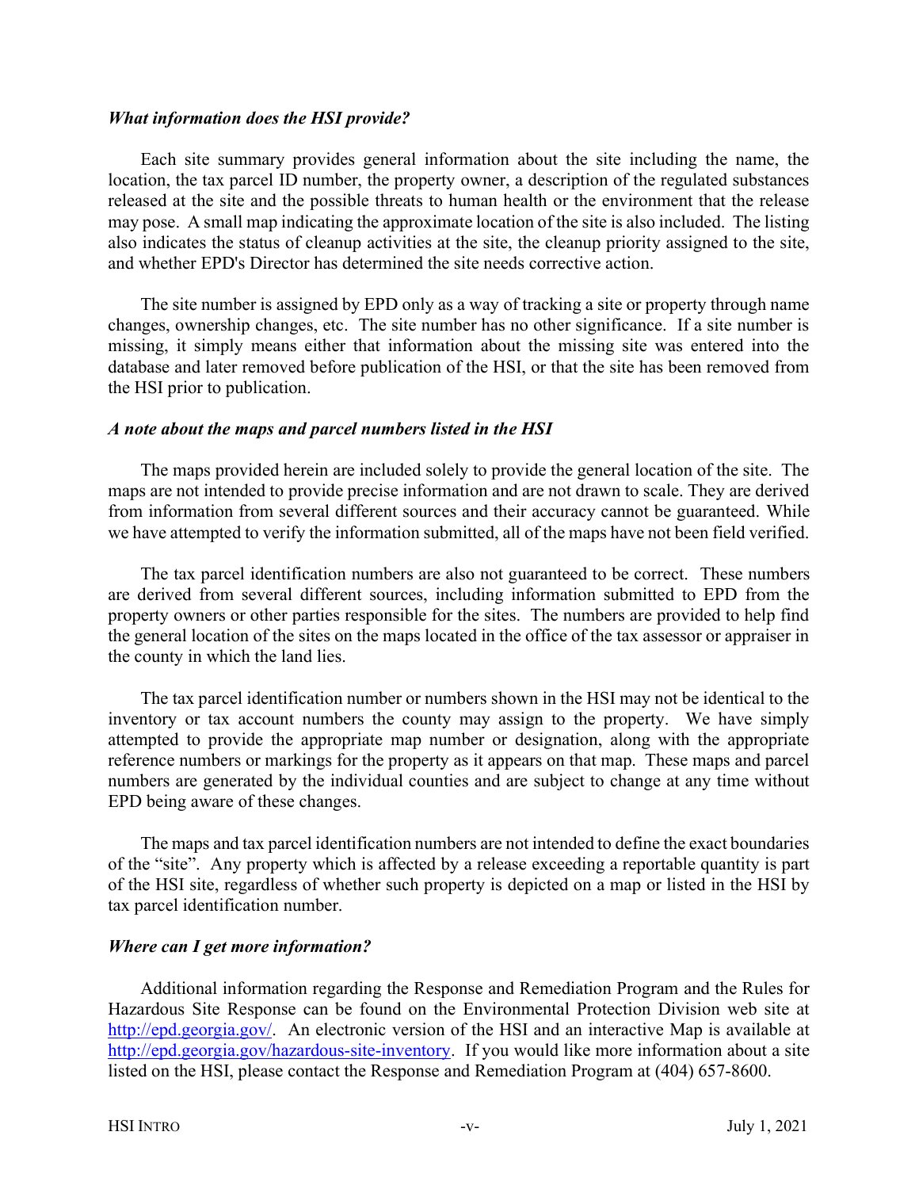### *What information does the HSI provide?*

Each site summary provides general information about the site including the name, the location, the tax parcel ID number, the property owner, a description of the regulated substances released at the site and the possible threats to human health or the environment that the release may pose. A small map indicating the approximate location of the site is also included. The listing also indicates the status of cleanup activities at the site, the cleanup priority assigned to the site, and whether EPD's Director has determined the site needs corrective action.

The site number is assigned by EPD only as a way of tracking a site or property through name changes, ownership changes, etc. The site number has no other significance. If a site number is missing, it simply means either that information about the missing site was entered into the database and later removed before publication of the HSI, or that the site has been removed from the HSI prior to publication.

### *A note about the maps and parcel numbers listed in the HSI*

The maps provided herein are included solely to provide the general location of the site. The maps are not intended to provide precise information and are not drawn to scale. They are derived from information from several different sources and their accuracy cannot be guaranteed. While we have attempted to verify the information submitted, all of the maps have not been field verified.

The tax parcel identification numbers are also not guaranteed to be correct. These numbers are derived from several different sources, including information submitted to EPD from the property owners or other parties responsible for the sites. The numbers are provided to help find the general location of the sites on the maps located in the office of the tax assessor or appraiser in the county in which the land lies.

The tax parcel identification number or numbers shown in the HSI may not be identical to the inventory or tax account numbers the county may assign to the property. We have simply attempted to provide the appropriate map number or designation, along with the appropriate reference numbers or markings for the property as it appears on that map. These maps and parcel numbers are generated by the individual counties and are subject to change at any time without EPD being aware of these changes.

The maps and tax parcel identification numbers are not intended to define the exact boundaries of the “site”. Any property which is affected by a release exceeding a reportable quantity is part of the HSI site, regardless of whether such property is depicted on a map or listed in the HSI by tax parcel identification number.

### *Where can I get more information?*

Additional information regarding the Response and Remediation Program and the Rules for Hazardous Site Response can be found on the Environmental Protection Division web site at [http://epd.georgia.gov/](http://epd.georgia.gov/). An electronic version of the HSI and an interactive Map is available at [http://epd.georgia.gov/hazardous-site-inventory](http://epd.georgia.gov/hazardous-site-inventory). If you would like more information about a site listed on the HSI, please contact the Response and Remediation Program at (404) 657-8600.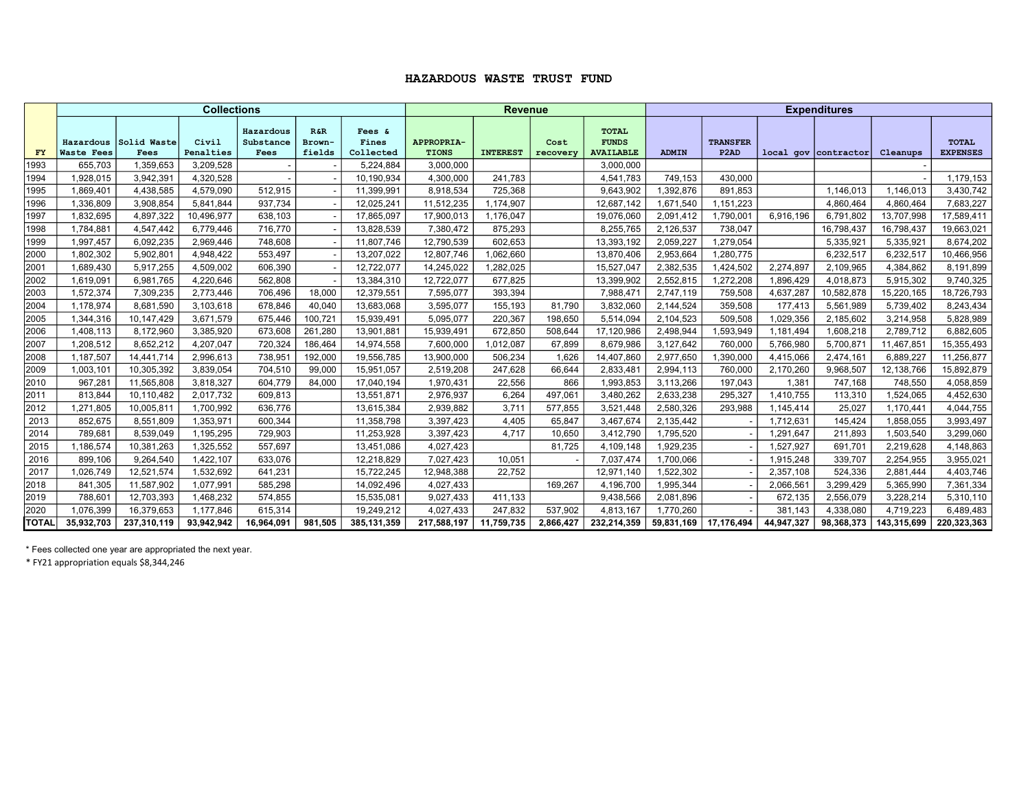# HAZARDOUS WASTE TRUST FUND

| | Collections | | | | | | Revenue | | | | Expenditures | | | | | |
|---|---|---|---|---|---|---|---|---|---|---|---|---|---|---|---|---|
| FY | Hazardous Waste Fees | Solid Waste Fees | Civil Penalties | Hazardous Substance Fees | R&R Brown-fields | Fees & Fines Collected | APPROPRIA-TIONS | INTEREST | Cost recovery | TOTAL FUNDS AVAILABLE | ADMIN | TRANSFER P2AD | local gov | contractor | Cleanups | TOTAL EXPENSES |
| 1993 | 655,703 | 1,359,653 | 3,209,528 | - | - | 5,224,884 | 3,000,000 | | | 3,000,000 | | | | | - | |
| 1994 | 1,928,015 | 3,942,391 | 4,320,528 | - | - | 10,190,934 | 4,300,000 | 241,783 | | 4,541,783 | 749,153 | 430,000 | | | - | 1,179,153 |
| 1995 | 1,869,401 | 4,438,585 | 4,579,090 | 512,915 | - | 11,399,991 | 8,918,534 | 725,368 | | 9,643,902 | 1,392,876 | 891,853 | | 1,146,013 | 1,146,013 | 3,430,742 |
| 1996 | 1,336,809 | 3,908,854 | 5,841,844 | 937,734 | - | 12,025,241 | 11,512,235 | 1,174,907 | | 12,687,142 | 1,671,540 | 1,151,223 | | 4,860,464 | 4,860,464 | 7,683,227 |
| 1997 | 1,832,695 | 4,897,322 | 10,496,977 | 638,103 | - | 17,865,097 | 17,900,013 | 1,176,047 | | 19,076,060 | 2,091,412 | 1,790,001 | 6,916,196 | 6,791,802 | 13,707,998 | 17,589,411 |
| 1998 | 1,784,881 | 4,547,442 | 6,779,446 | 716,770 | - | 13,828,539 | 7,380,472 | 875,293 | | 8,255,765 | 2,126,537 | 738,047 | | 16,798,437 | 16,798,437 | 19,663,021 |
| 1999 | 1,997,457 | 6,092,235 | 2,969,446 | 748,608 | - | 11,807,746 | 12,790,539 | 602,653 | | 13,393,192 | 2,059,227 | 1,279,054 | | 5,335,921 | 5,335,921 | 8,674,202 |
| 2000 | 1,802,302 | 5,902,801 | 4,948,422 | 553,497 | - | 13,207,022 | 12,807,746 | 1,062,660 | | 13,870,406 | 2,953,664 | 1,280,775 | | 6,232,517 | 6,232,517 | 10,466,956 |
| 2001 | 1,689,430 | 5,917,255 | 4,509,002 | 606,390 | - | 12,722,077 | 14,245,022 | 1,282,025 | | 15,527,047 | 2,382,535 | 1,424,502 | 2,274,897 | 2,109,965 | 4,384,862 | 8,191,899 |
| 2002 | 1,619,091 | 6,981,765 | 4,220,646 | 562,808 | - | 13,384,310 | 12,722,077 | 677,825 | | 13,399,902 | 2,552,815 | 1,272,208 | 1,896,429 | 4,018,873 | 5,915,302 | 9,740,325 |
| 2003 | 1,572,374 | 7,309,235 | 2,773,446 | 706,496 | 18,000 | 12,379,551 | 7,595,077 | 393,394 | | 7,988,471 | 2,747,119 | 759,508 | 4,637,287 | 10,582,878 | 15,220,165 | 18,726,793 |
| 2004 | 1,178,974 | 8,681,590 | 3,103,618 | 678,846 | 40,040 | 13,683,068 | 3,595,077 | 155,193 | 81,790 | 3,832,060 | 2,144,524 | 359,508 | 177,413 | 5,561,989 | 5,739,402 | 8,243,434 |
| 2005 | 1,344,316 | 10,147,429 | 3,671,579 | 675,446 | 100,721 | 15,939,491 | 5,095,077 | 220,367 | 198,650 | 5,514,094 | 2,104,523 | 509,508 | 1,029,356 | 2,185,602 | 3,214,958 | 5,828,989 |
| 2006 | 1,408,113 | 8,172,960 | 3,385,920 | 673,608 | 261,280 | 13,901,881 | 15,939,491 | 672,850 | 508,644 | 17,120,986 | 2,498,944 | 1,593,949 | 1,181,494 | 1,608,218 | 2,789,712 | 6,882,605 |
| 2007 | 1,208,512 | 8,652,212 | 4,207,047 | 720,324 | 186,464 | 14,974,558 | 7,600,000 | 1,012,087 | 67,899 | 8,679,986 | 3,127,642 | 760,000 | 5,766,980 | 5,700,871 | 11,467,851 | 15,355,493 |
| 2008 | 1,187,507 | 14,441,714 | 2,996,613 | 738,951 | 192,000 | 19,556,785 | 13,900,000 | 506,234 | 1,626 | 14,407,860 | 2,977,650 | 1,390,000 | 4,415,066 | 2,474,161 | 6,889,227 | 11,256,877 |
| 2009 | 1,003,101 | 10,305,392 | 3,839,054 | 704,510 | 99,000 | 15,951,057 | 2,519,208 | 247,628 | 66,644 | 2,833,481 | 2,994,113 | 760,000 | 2,170,260 | 9,968,507 | 12,138,766 | 15,892,879 |
| 2010 | 967,281 | 11,565,808 | 3,818,327 | 604,779 | 84,000 | 17,040,194 | 1,970,431 | 22,556 | 866 | 1,993,853 | 3,113,266 | 197,043 | 1,381 | 747,168 | 748,550 | 4,058,859 |
| 2011 | 813,844 | 10,110,482 | 2,017,732 | 609,813 | | 13,551,871 | 2,976,937 | 6,264 | 497,061 | 3,480,262 | 2,633,238 | 295,327 | 1,410,755 | 113,310 | 1,524,065 | 4,452,630 |
| 2012 | 1,271,805 | 10,005,811 | 1,700,992 | 636,776 | | 13,615,384 | 2,939,882 | 3,711 | 577,855 | 3,521,448 | 2,580,326 | 293,988 | 1,145,414 | 25,027 | 1,170,441 | 4,044,755 |
| 2013 | 852,675 | 8,551,809 | 1,353,971 | 600,344 | | 11,358,798 | 3,397,423 | 4,405 | 65,847 | 3,467,674 | 2,135,442 | - | 1,712,631 | 145,424 | 1,858,055 | 3,993,497 |
| 2014 | 789,681 | 8,539,049 | 1,195,295 | 729,903 | | 11,253,928 | 3,397,423 | 4,717 | 10,650 | 3,412,790 | 1,795,520 | - | 1,291,647 | 211,893 | 1,503,540 | 3,299,060 |
| 2015 | 1,186,574 | 10,381,263 | 1,325,552 | 557,697 | | 13,451,086 | 4,027,423 | | 81,725 | 4,109,148 | 1,929,235 | - | 1,527,927 | 691,701 | 2,219,628 | 4,148,863 |
| 2016 | 899,106 | 9,264,540 | 1,422,107 | 633,076 | | 12,218,829 | 7,027,423 | 10,051 | - | 7,037,474 | 1,700,066 | - | 1,915,248 | 339,707 | 2,254,955 | 3,955,021 |
| 2017 | 1,026,749 | 12,521,574 | 1,532,692 | 641,231 | | 15,722,245 | 12,948,388 | 22,752 | | 12,971,140 | 1,522,302 | - | 2,357,108 | 524,336 | 2,881,444 | 4,403,746 |
| 2018 | 841,305 | 11,587,902 | 1,077,991 | 585,298 | | 14,092,496 | 4,027,433 | | 169,267 | 4,196,700 | 1,995,344 | - | 2,066,561 | 3,299,429 | 5,365,990 | 7,361,334 |
| 2019 | 788,601 | 12,703,393 | 1,468,232 | 574,855 | | 15,535,081 | 9,027,433 | 411,133 | | 9,438,566 | 2,081,896 | - | 672,135 | 2,556,079 | 3,228,214 | 5,310,110 |
| 2020 | 1,076,399 | 16,379,653 | 1,177,846 | 615,314 | | 19,249,212 | 4,027,433 | 247,832 | 537,902 | 4,813,167 | 1,770,260 | - | 381,143 | 4,338,080 | 4,719,223 | 6,489,483 |
| **TOTAL** | **35,932,703** | **237,310,119** | **93,942,942** | **16,964,091** | **981,505** | **385,131,359** | **217,588,197** | **11,759,735** | **2,866,427** | **232,214,359** | **59,831,169** | **17,176,494** | **44,947,327** | **98,368,373** | **143,315,699** | **220,323,363** |

* Fees collected one year are appropriated the next year.

* FY21 appropriation equals $8,344,246